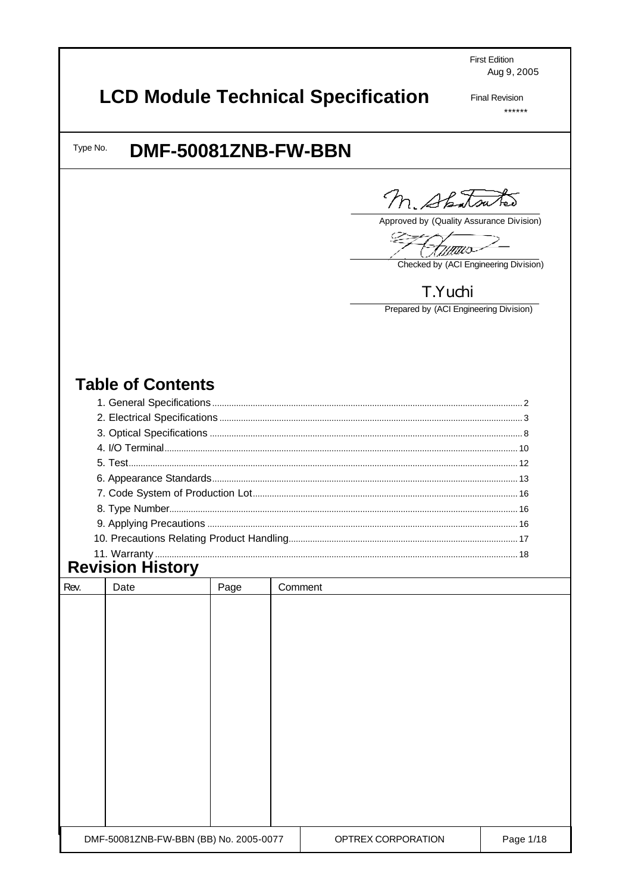First Edition
Aug 9, 2005

# LCD Module Technical Specification

Final Revision
******

Type No. **DMF-50081ZNB-FW-BBN**

M. Shintsuko
Approved by (Quality Assurance Division)

Checked by (ACI Engineering Division)

T.Yuchi
Prepared by (ACI Engineering Division)

## Table of Contents

1. General Specifications ..... 2
2. Electrical Specifications ..... 3
3. Optical Specifications ..... 8
4. I/O Terminal ..... 10
5. Test ..... 12
6. Appearance Standards ..... 13
7. Code System of Production Lot ..... 16
8. Type Number ..... 16
9. Applying Precautions ..... 16
10. Precautions Relating Product Handling ..... 17
11. Warranty ..... 18

## Revision History

| Rev. | Date | Page | Comment |
|---|---|---|---|
| | | | |

DMF-50081ZNB-FW-BBN (BB) No. 2005-0077 | OPTREX CORPORATION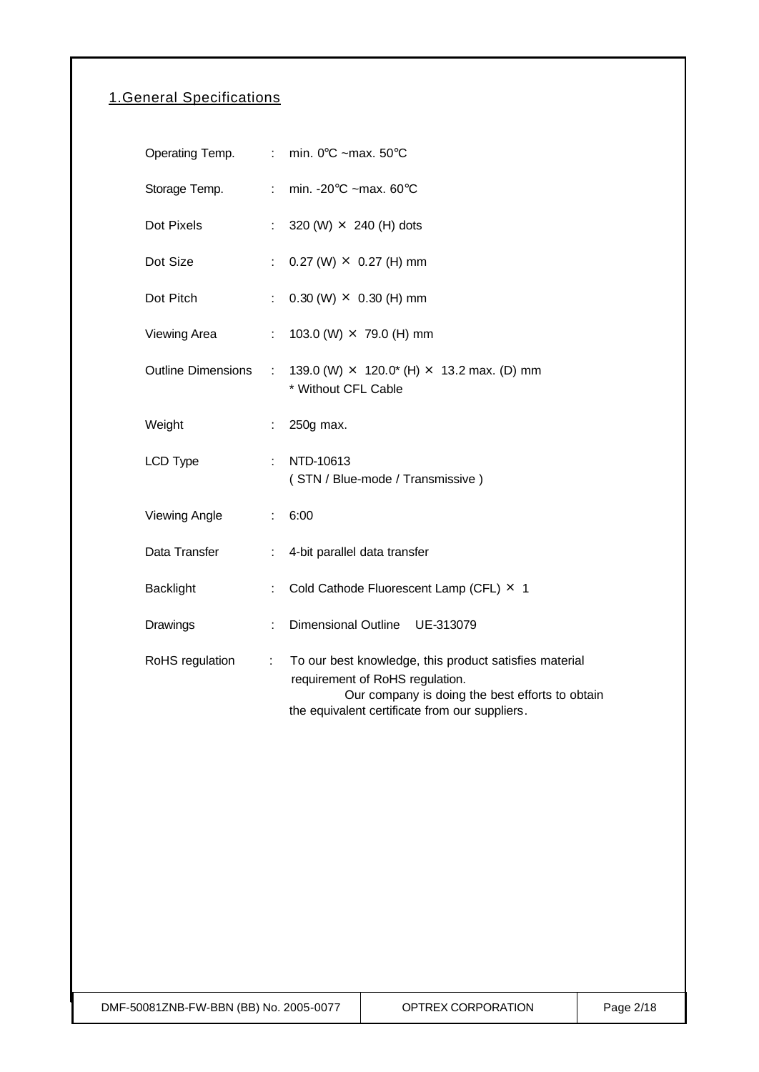## 1. General Specifications

| | | |
|---|---|---|
| Operating Temp. | : | min. 0℃ ~max. 50℃ |
| Storage Temp. | : | min. -20℃ ~max. 60℃ |
| Dot Pixels | : | 320 (W) × 240 (H) dots |
| Dot Size | : | 0.27 (W) × 0.27 (H) mm |
| Dot Pitch | : | 0.30 (W) × 0.30 (H) mm |
| Viewing Area | : | 103.0 (W) × 79.0 (H) mm |
| Outline Dimensions | : | 139.0 (W) × 120.0* (H) × 13.2 max. (D) mm<br>* Without CFL Cable |
| Weight | : | 250g max. |
| LCD Type | : | NTD-10613<br>( STN / Blue-mode / Transmissive ) |
| Viewing Angle | : | 6:00 |
| Data Transfer | : | 4-bit parallel data transfer |
| Backlight | : | Cold Cathode Fluorescent Lamp (CFL) × 1 |
| Drawings | : | Dimensional Outline UE-313079 |
| RoHS regulation | : | To our best knowledge, this product satisfies material requirement of RoHS regulation.<br>Our company is doing the best efforts to obtain the equivalent certificate from our suppliers. |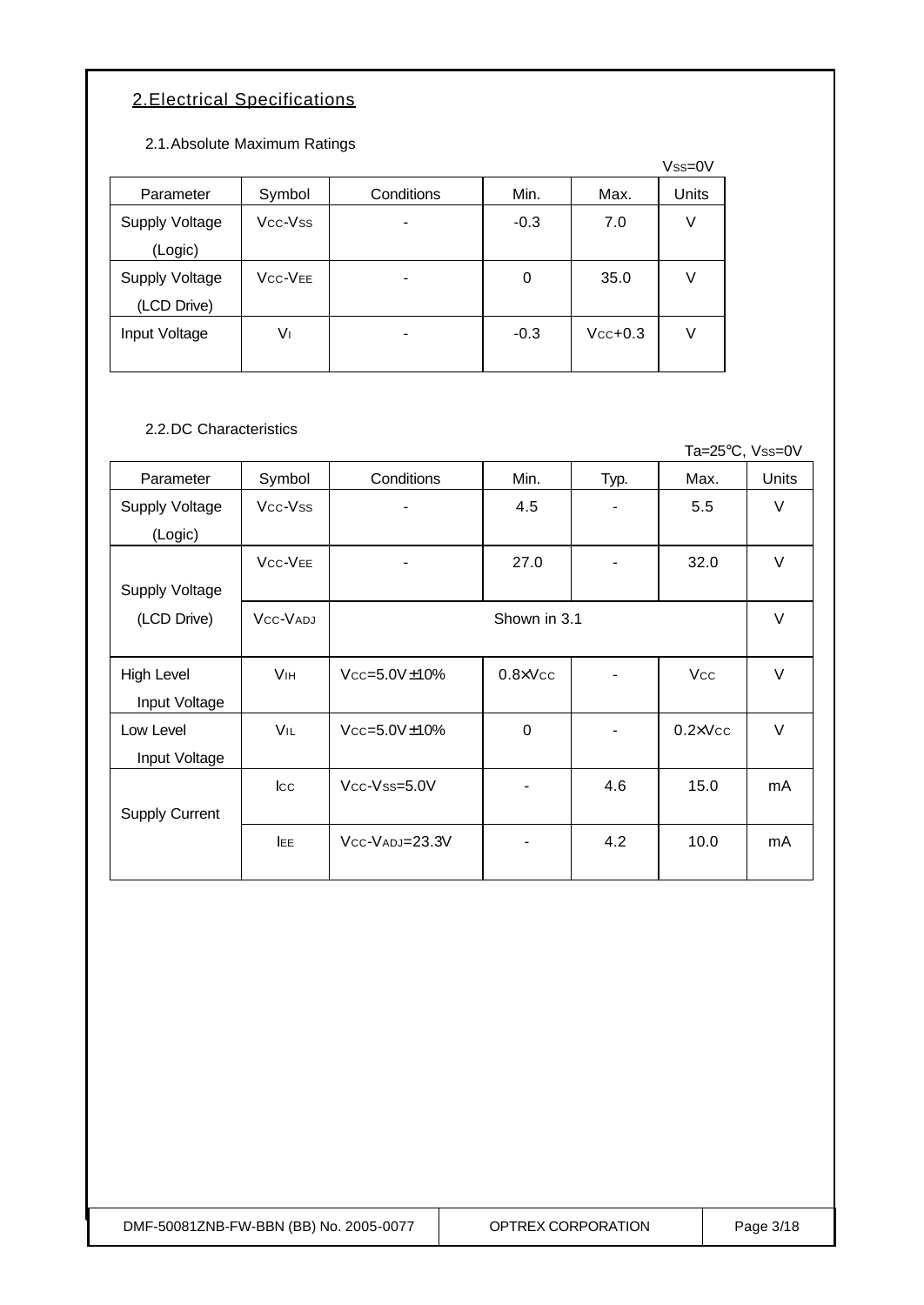## 2.Electrical Specifications

### 2.1.Absolute Maximum Ratings

$V_{SS}$=0V

| Parameter | Symbol | Conditions | Min. | Max. | Units |
|---|---|---|---|---|---|
| Supply Voltage (Logic) | $V_{CC}$-$V_{SS}$ | - | -0.3 | 7.0 | V |
| Supply Voltage (LCD Drive) | $V_{CC}$-$V_{EE}$ | - | 0 | 35.0 | V |
| Input Voltage | $V_I$ | - | -0.3 | $V_{CC}$+0.3 | V |

### 2.2.DC Characteristics

Ta=25℃, $V_{SS}$=0V

| Parameter | Symbol | Conditions | Min. | Typ. | Max. | Units |
|---|---|---|---|---|---|---|
| Supply Voltage (Logic) | $V_{CC}$-$V_{SS}$ | - | 4.5 | - | 5.5 | V |
| Supply Voltage (LCD Drive) | $V_{CC}$-$V_{EE}$ | - | 27.0 | - | 32.0 | V |
| | $V_{CC}$-$V_{ADJ}$ | Shown in 3.1 | | | | V |
| High Level Input Voltage | $V_{IH}$ | $V_{CC}$=5.0V±10% | 0.8×$V_{CC}$ | - | $V_{CC}$ | V |
| Low Level Input Voltage | $V_{IL}$ | $V_{CC}$=5.0V±10% | 0 | - | 0.2×$V_{CC}$ | V |
| Supply Current | $I_{CC}$ | $V_{CC}$-$V_{SS}$=5.0V | - | 4.6 | 15.0 | mA |
| | $I_{EE}$ | $V_{CC}$-$V_{ADJ}$=23.3V | - | 4.2 | 10.0 | mA |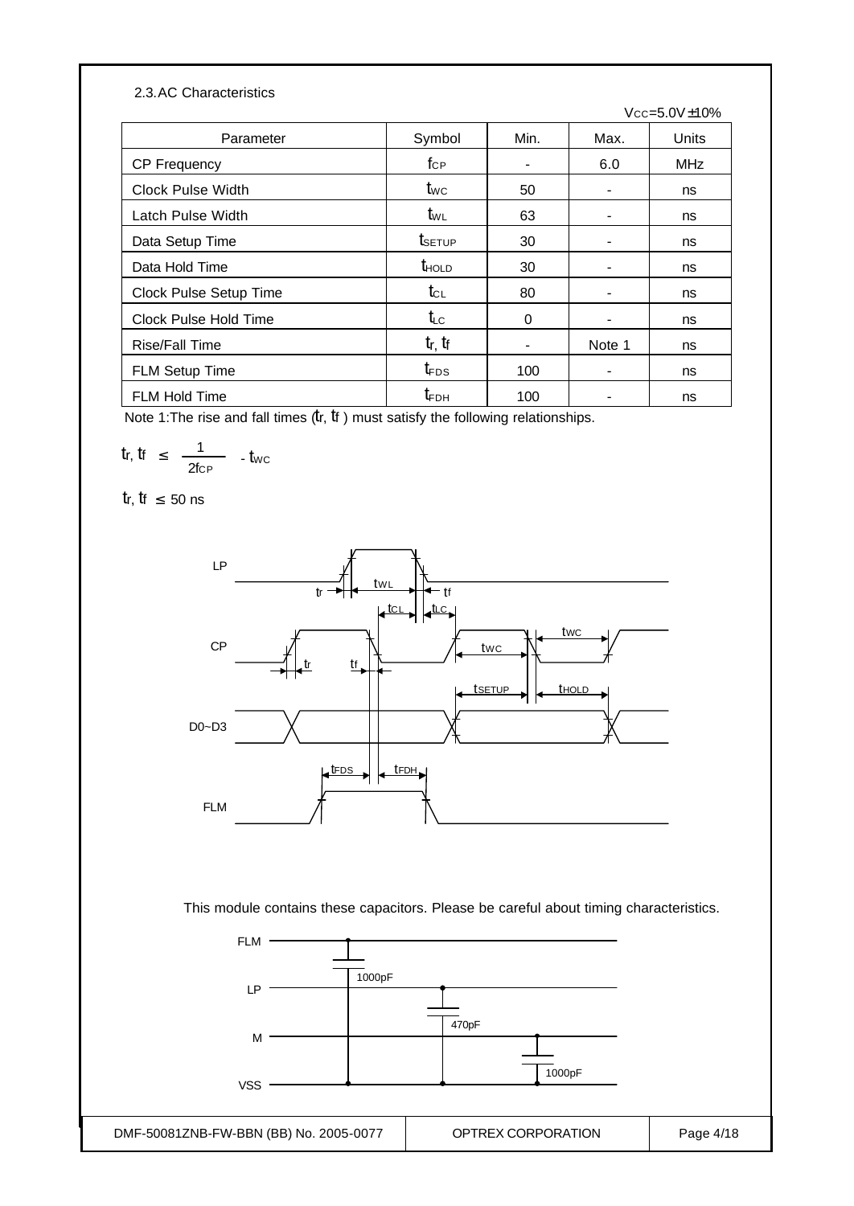### 2.3. AC Characteristics

$V_{CC}$=5.0V±10%

| Parameter | Symbol | Min. | Max. | Units |
|---|---|---|---|---|
| CP Frequency | $f_{CP}$ | - | 6.0 | MHz |
| Clock Pulse Width | $t_{WC}$ | 50 | - | ns |
| Latch Pulse Width | $t_{WL}$ | 63 | - | ns |
| Data Setup Time | $t_{SETUP}$ | 30 | - | ns |
| Data Hold Time | $t_{HOLD}$ | 30 | - | ns |
| Clock Pulse Setup Time | $t_{CL}$ | 80 | - | ns |
| Clock Pulse Hold Time | $t_{LC}$ | 0 | - | ns |
| Rise/Fall Time | $t_r$, $t_f$ | - | Note 1 | ns |
| FLM Setup Time | $t_{FDS}$ | 100 | - | ns |
| FLM Hold Time | $t_{FDH}$ | 100 | - | ns |

Note 1: The rise and fall times ($t_r$, $t_f$) must satisfy the following relationships.

$$t_r, t_f \leq \frac{1}{2f_{CP}} - t_{WC}$$

$$t_r, t_f \leq 50 \text{ ns}$$

This module contains these capacitors. Please be careful about timing characteristics.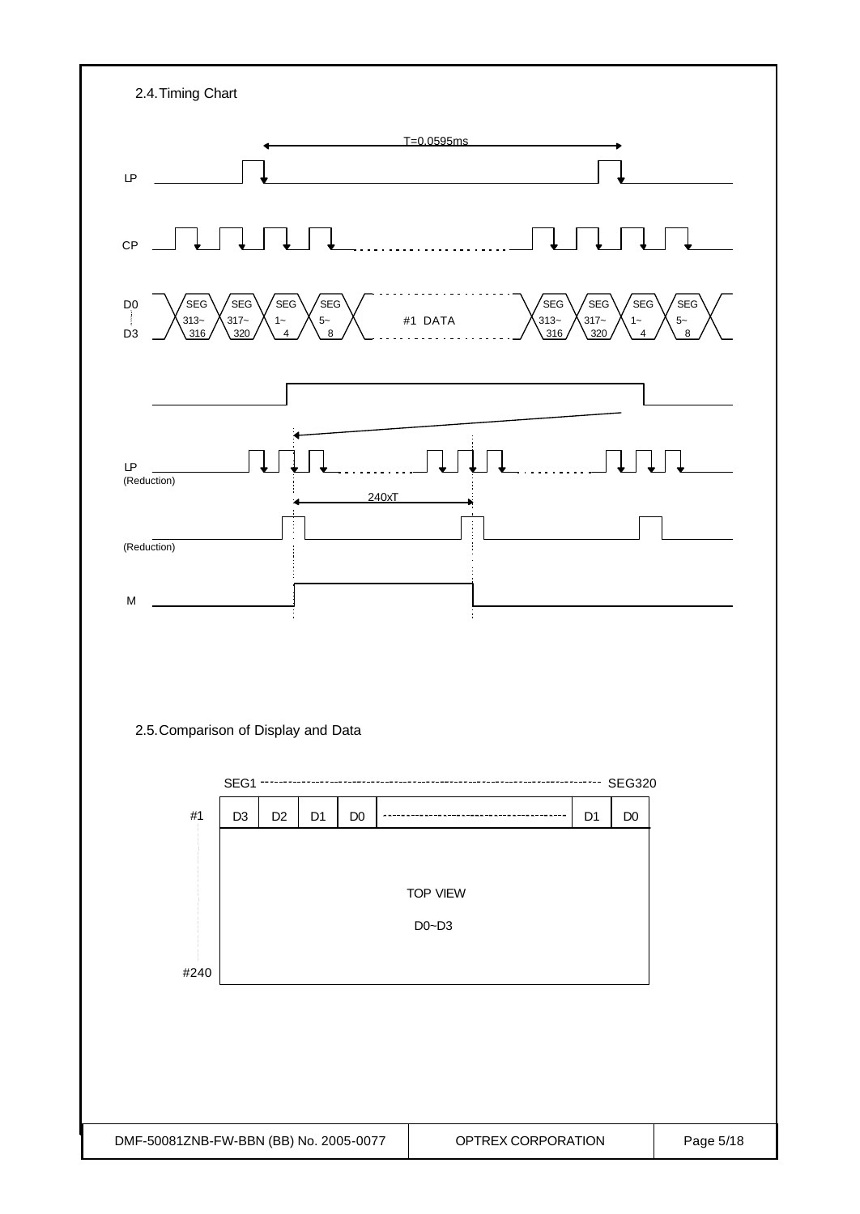## 2.4. Timing Chart

T=0.0595ms

LP

CP

D0 ~ D3: SEG 313~316 | SEG 317~320 | SEG 1~4 | SEG 5~8 | #1 DATA | SEG 313~316 | SEG 317~320 | SEG 1~4 | SEG 5~8

LP (Reduction)

240xT

(Reduction)

M

## 2.5. Comparison of Display and Data

SEG1 ---------- SEG320

| #1 | D3 | D2 | D1 | D0 | ---------- | D1 | D0 |
|---|---|---|---|---|---|---|---|

TOP VIEW

D0~D3

#240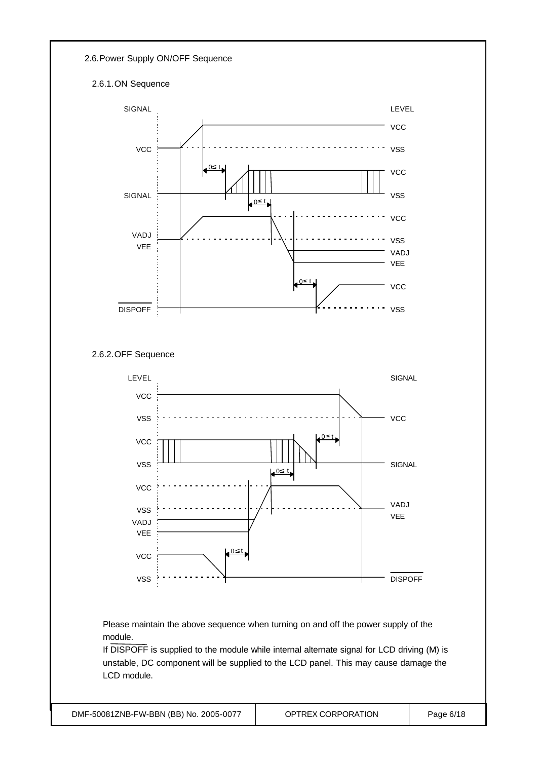### 2.6. Power Supply ON/OFF Sequence

#### 2.6.1. ON Sequence

| SIGNAL | LEVEL |
|---|---|
| VCC | VCC / VSS |
| SIGNAL | VCC / VSS |
| VADJ, VEE | VCC / VSS / VADJ / VEE |
| $\overline{\text{DISPOFF}}$ | VCC / VSS |

Timing intervals: $0 \le t$

#### 2.6.2. OFF Sequence

| LEVEL | SIGNAL |
|---|---|
| VCC / VSS | VCC |
| VCC / VSS | SIGNAL |
| VCC / VSS / VADJ / VEE | VADJ, VEE |
| VCC / VSS | $\overline{\text{DISPOFF}}$ |

Timing intervals: $0 \le t$

Please maintain the above sequence when turning on and off the power supply of the module.

If $\overline{\text{DISPOFF}}$ is supplied to the module while internal alternate signal for LCD driving (M) is unstable, DC component will be supplied to the LCD panel. This may cause damage the LCD module.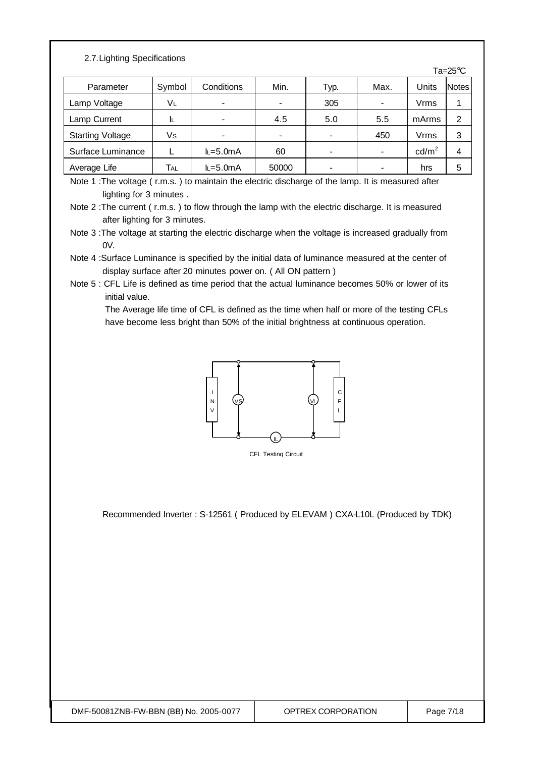## 2.7. Lighting Specifications

Ta=25℃

| Parameter | Symbol | Conditions | Min. | Typ. | Max. | Units | Notes |
|---|---|---|---|---|---|---|---|
| Lamp Voltage | $V_L$ | - | - | 305 | - | Vrms | 1 |
| Lamp Current | $I_L$ | - | 4.5 | 5.0 | 5.5 | mArms | 2 |
| Starting Voltage | $V_S$ | - | - | - | 450 | Vrms | 3 |
| Surface Luminance | L | $I_L$=5.0mA | 60 | - | - | cd/m$^2$ | 4 |
| Average Life | $T_{AL}$ | $I_L$=5.0mA | 50000 | - | - | hrs | 5 |

Note 1 :The voltage ( r.m.s. ) to maintain the electric discharge of the lamp. It is measured after lighting for 3 minutes .

Note 2 :The current ( r.m.s. ) to flow through the lamp with the electric discharge. It is measured after lighting for 3 minutes.

Note 3 :The voltage at starting the electric discharge when the voltage is increased gradually from 0V.

Note 4 :Surface Luminance is specified by the initial data of luminance measured at the center of display surface after 20 minutes power on. ( All ON pattern )

Note 5 : CFL Life is defined as time period that the actual luminance becomes 50% or lower of its initial value.
The Average life time of CFL is defined as the time when half or more of the testing CFLs have become less bright than 50% of the initial brightness at continuous operation.

CFL Testing Circuit

Recommended Inverter : S-12561 ( Produced by ELEVAM ) CXA-L10L (Produced by TDK)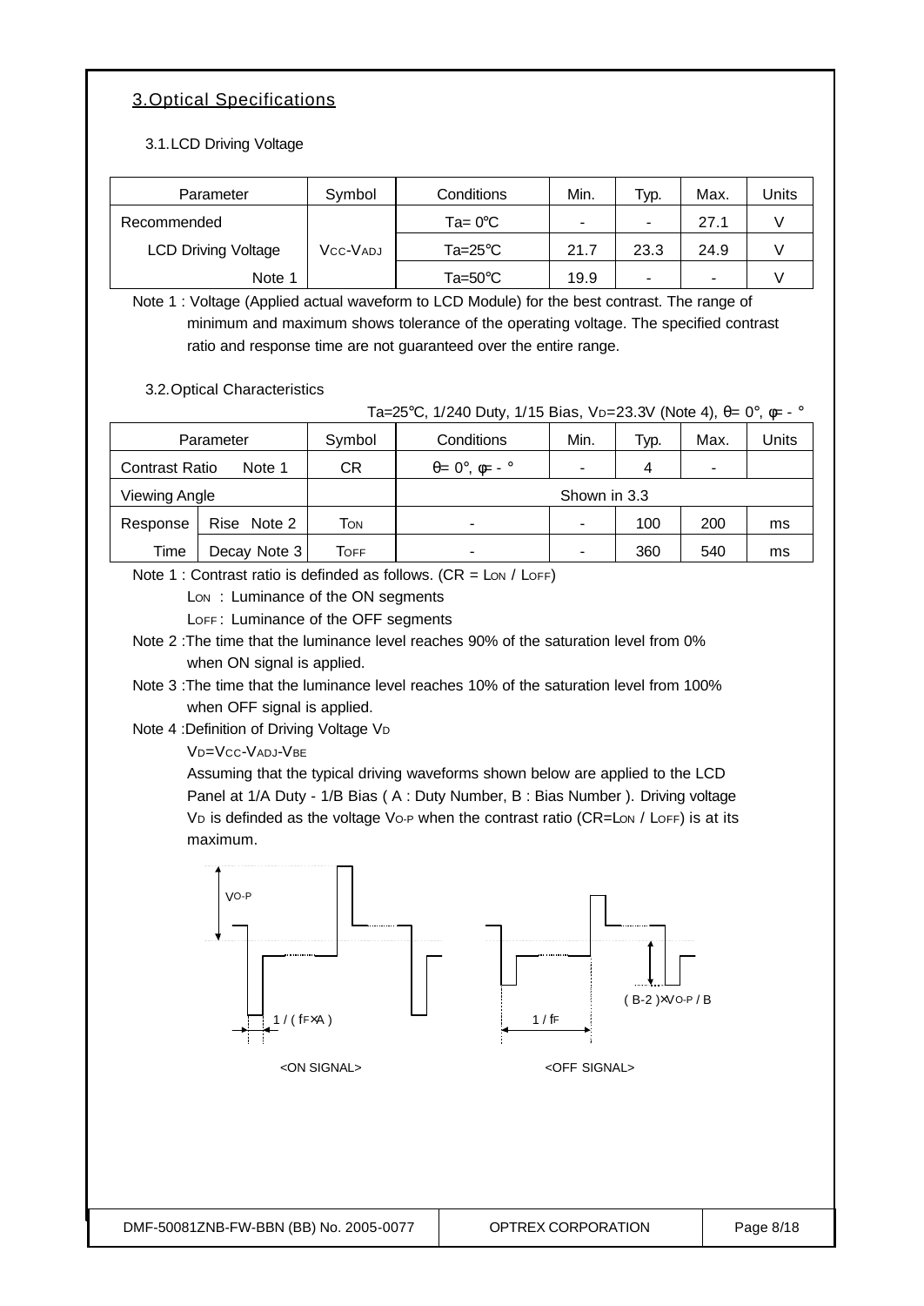## 3.Optical Specifications

### 3.1.LCD Driving Voltage

| Parameter | Symbol | Conditions | Min. | Typ. | Max. | Units |
|---|---|---|---|---|---|---|
| Recommended | | Ta= 0°C | - | - | 27.1 | V |
| LCD Driving Voltage | $V_{CC}$-$V_{ADJ}$ | Ta=25°C | 21.7 | 23.3 | 24.9 | V |
| Note 1 | | Ta=50°C | 19.9 | - | - | V |

Note 1 : Voltage (Applied actual waveform to LCD Module) for the best contrast. The range of minimum and maximum shows tolerance of the operating voltage. The specified contrast ratio and response time are not guaranteed over the entire range.

### 3.2.Optical Characteristics

Ta=25°C, 1/240 Duty, 1/15 Bias, $V_D$=23.3V (Note 4), θ= 0°, φ= - °

| Parameter | | Symbol | Conditions | Min. | Typ. | Max. | Units |
|---|---|---|---|---|---|---|---|
| Contrast Ratio | Note 1 | CR | θ= 0°, φ= - ° | - | 4 | - | |
| Viewing Angle | | | Shown in 3.3 | | | | |
| Response | Rise Note 2 | $T_{ON}$ | - | - | 100 | 200 | ms |
| Time | Decay Note 3 | $T_{OFF}$ | - | - | 360 | 540 | ms |

Note 1 : Contrast ratio is definded as follows. (CR = $L_{ON}$ / $L_{OFF}$)

$L_{ON}$ : Luminance of the ON segments

$L_{OFF}$ : Luminance of the OFF segments

Note 2 :The time that the luminance level reaches 90% of the saturation level from 0% when ON signal is applied.

Note 3 :The time that the luminance level reaches 10% of the saturation level from 100% when OFF signal is applied.

Note 4 :Definition of Driving Voltage $V_D$

$V_D$=$V_{CC}$-$V_{ADJ}$-$V_{BE}$

Assuming that the typical driving waveforms shown below are applied to the LCD Panel at 1/A Duty - 1/B Bias ( A : Duty Number, B : Bias Number ). Driving voltage $V_D$ is definded as the voltage $V_{O-P}$ when the contrast ratio (CR=$L_{ON}$ / $L_{OFF}$) is at its maximum.

$V_{O-P}$

1 / ( $f_F$×A )

1 / $f_F$

( B-2 )×$V_{O-P}$ / B

<ON SIGNAL>

<OFF SIGNAL>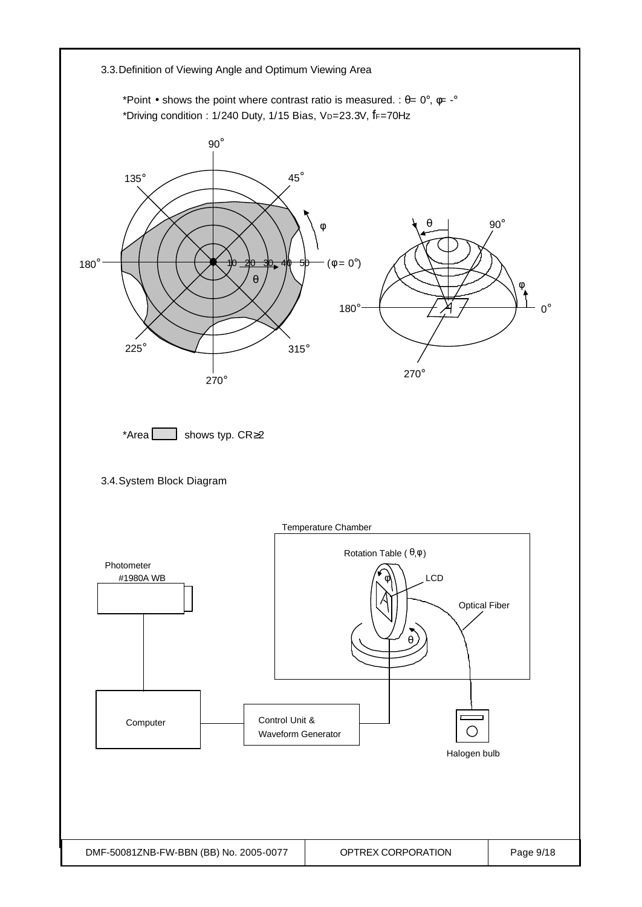3.3. Definition of Viewing Angle and Optimum Viewing Area

*Point • shows the point where contrast ratio is measured. : $\theta = 0°$, $\varphi = -°$

*Driving condition : 1/240 Duty, 1/15 Bias, $V_D$=23.3V, $f_F$=70Hz

*Area [ ] shows typ. CR≥2

3.4. System Block Diagram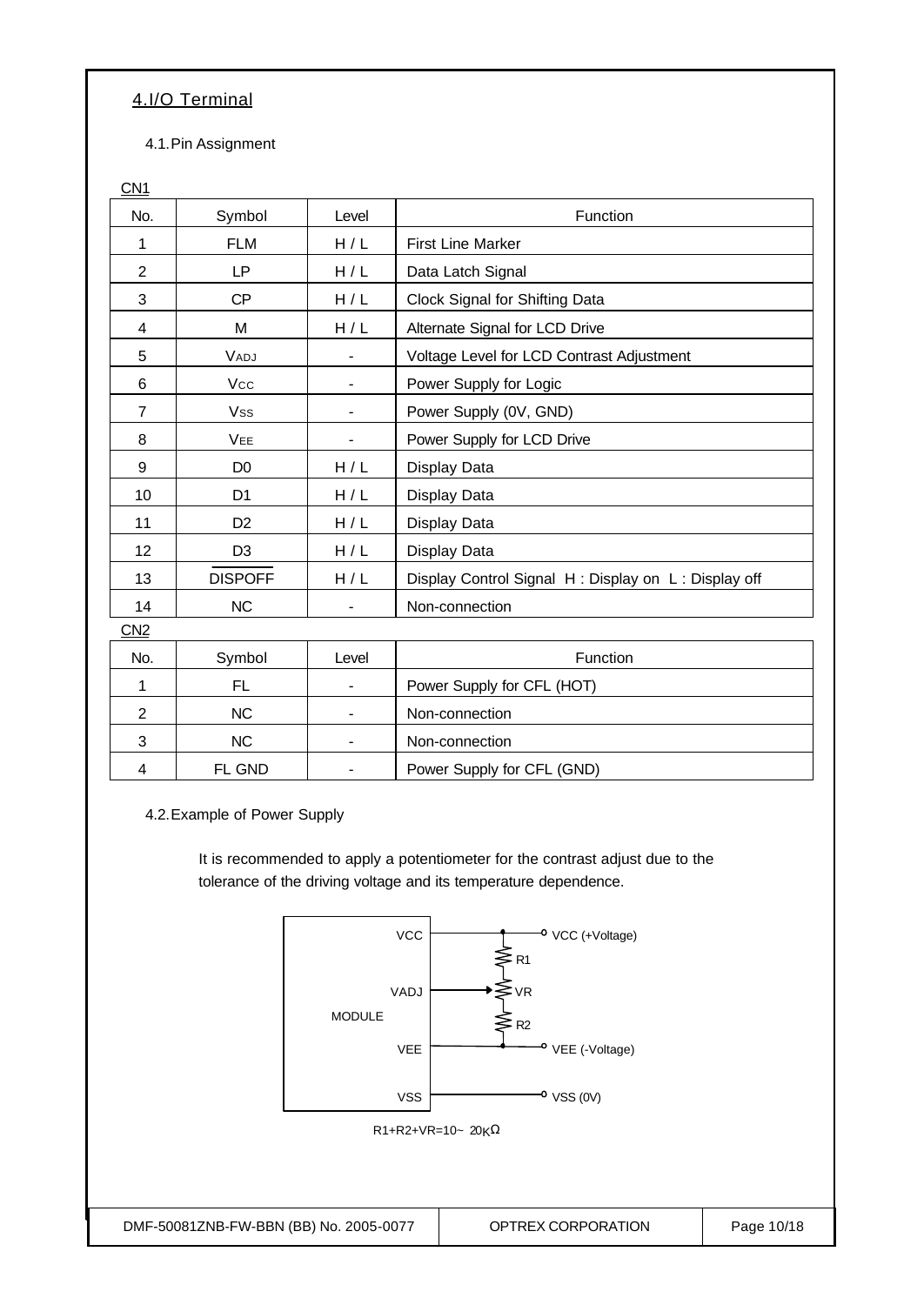## 4.I/O Terminal

### 4.1.Pin Assignment

CN1

| No. | Symbol | Level | Function |
|---|---|---|---|
| 1 | FLM | H / L | First Line Marker |
| 2 | LP | H / L | Data Latch Signal |
| 3 | CP | H / L | Clock Signal for Shifting Data |
| 4 | M | H / L | Alternate Signal for LCD Drive |
| 5 | $V_{ADJ}$ | - | Voltage Level for LCD Contrast Adjustment |
| 6 | $V_{CC}$ | - | Power Supply for Logic |
| 7 | $V_{SS}$ | - | Power Supply (0V, GND) |
| 8 | $V_{EE}$ | - | Power Supply for LCD Drive |
| 9 | D0 | H / L | Display Data |
| 10 | D1 | H / L | Display Data |
| 11 | D2 | H / L | Display Data |
| 12 | D3 | H / L | Display Data |
| 13 | $\overline{DISPOFF}$ | H / L | Display Control Signal H : Display on L : Display off |
| 14 | NC | - | Non-connection |

CN2

| No. | Symbol | Level | Function |
|---|---|---|---|
| 1 | FL | - | Power Supply for CFL (HOT) |
| 2 | NC | - | Non-connection |
| 3 | NC | - | Non-connection |
| 4 | FL GND | - | Power Supply for CFL (GND) |

### 4.2.Example of Power Supply

It is recommended to apply a potentiometer for the contrast adjust due to the tolerance of the driving voltage and its temperature dependence.

MODULE: VCC — VCC (+Voltage); VADJ — VR; VEE — VEE (-Voltage); VSS — VSS (0V); R1, VR, R2

R1+R2+VR=10~ 20KΩ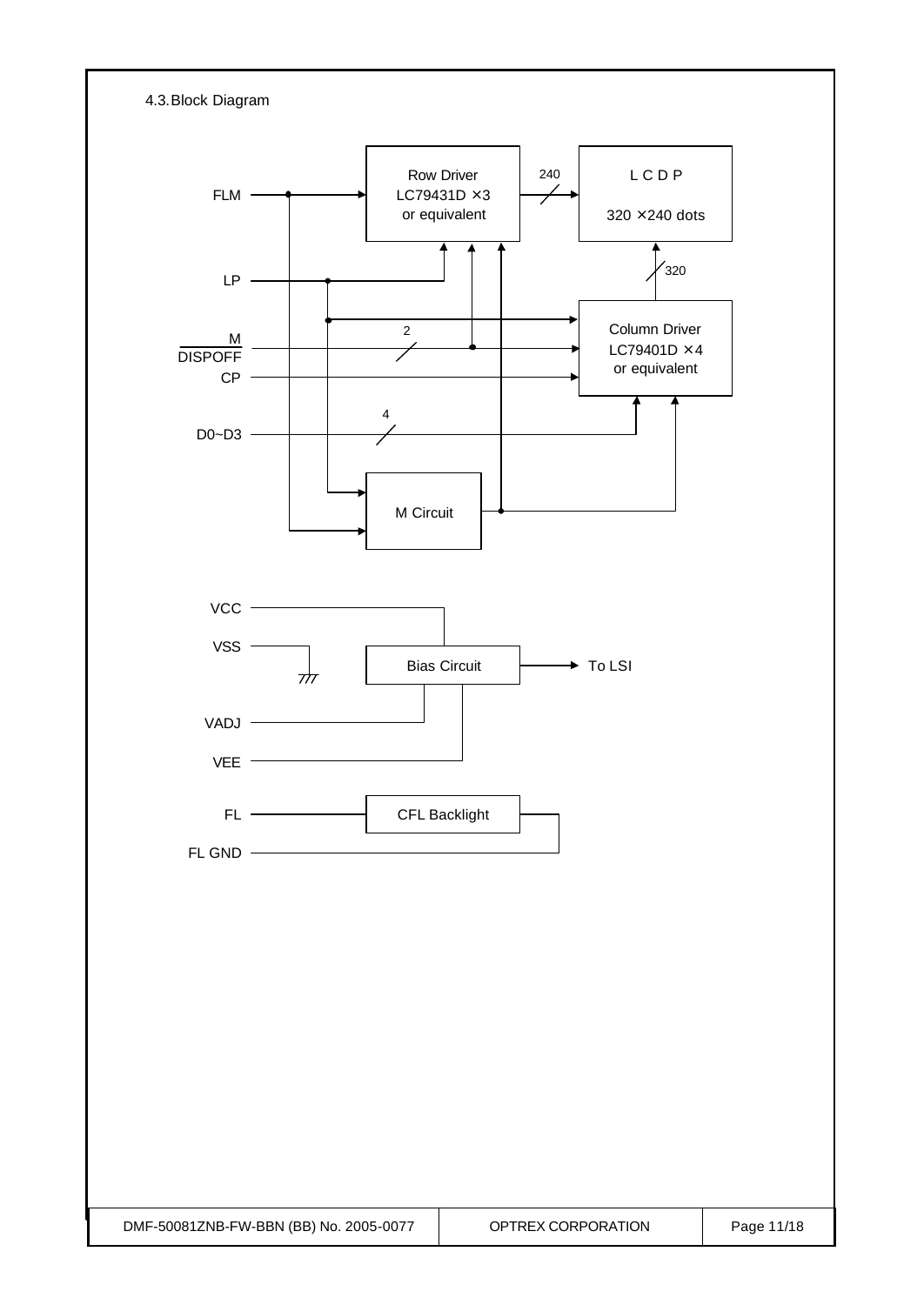## 4.3. Block Diagram

FLM

LP

M

DISPOFF

CP

D0~D3

Row Driver
LC79431D ×3
or equivalent

240

L C D P

320 ×240 dots

320

Column Driver
LC79401D ×4
or equivalent

2

4

M Circuit

VCC

VSS

Bias Circuit

To LSI

VADJ

VEE

FL

CFL Backlight

FL GND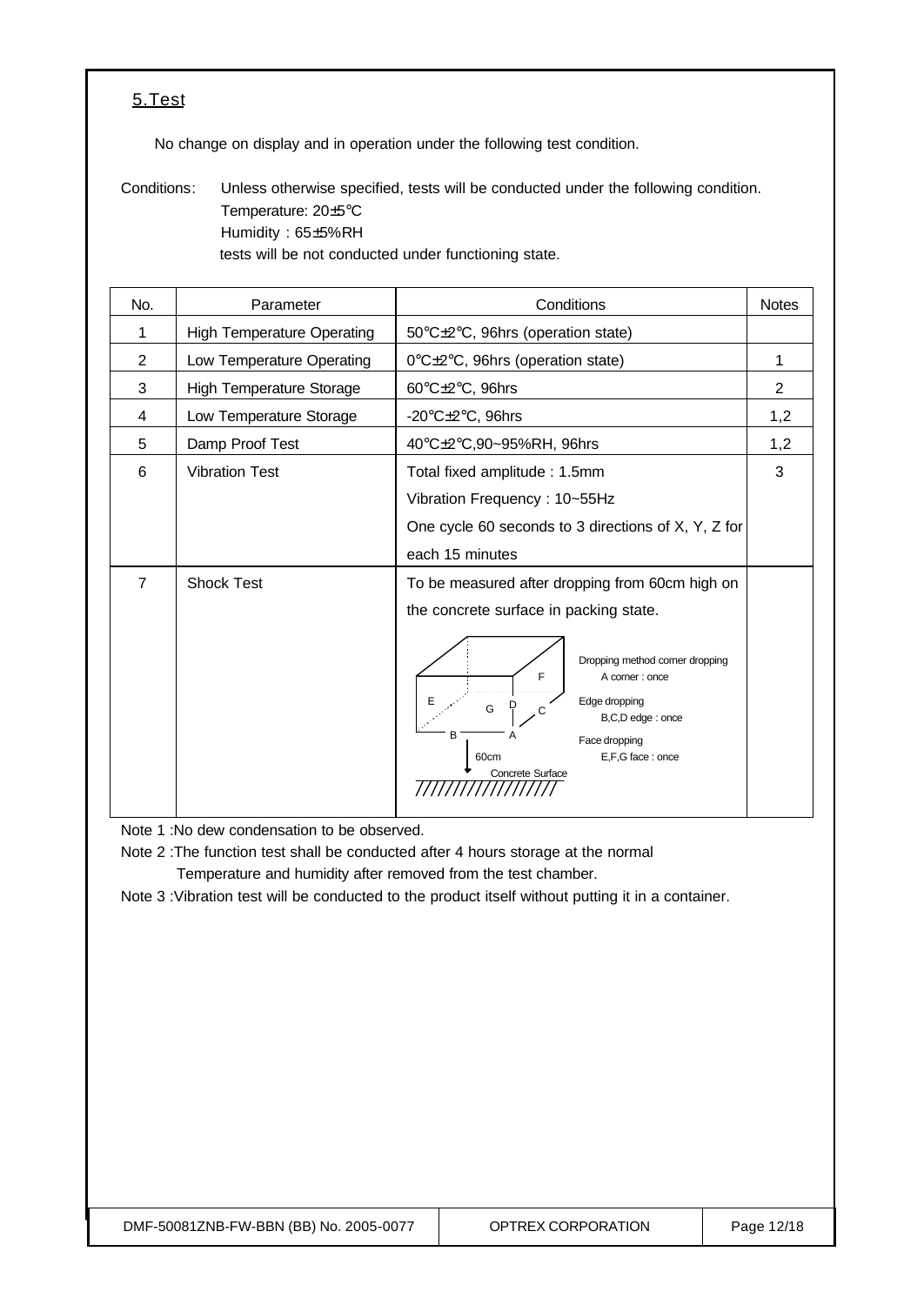## 5.Test

No change on display and in operation under the following test condition.

Conditions: Unless otherwise specified, tests will be conducted under the following condition.
Temperature: 20±5°C
Humidity : 65±5%RH
tests will be not conducted under functioning state.

| No. | Parameter | Conditions | Notes |
|---|---|---|---|
| 1 | High Temperature Operating | 50°C±2°C, 96hrs (operation state) | |
| 2 | Low Temperature Operating | 0°C±2°C, 96hrs (operation state) | 1 |
| 3 | High Temperature Storage | 60°C±2°C, 96hrs | 2 |
| 4 | Low Temperature Storage | -20°C±2°C, 96hrs | 1,2 |
| 5 | Damp Proof Test | 40°C±2°C,90~95%RH, 96hrs | 1,2 |
| 6 | Vibration Test | Total fixed amplitude : 1.5mm<br>Vibration Frequency : 10~55Hz<br>One cycle 60 seconds to 3 directions of X, Y, Z for each 15 minutes | 3 |
| 7 | Shock Test | To be measured after dropping from 60cm high on the concrete surface in packing state.<br>Dropping method corner dropping<br>A corner : once<br>Edge dropping<br>B,C,D edge : once<br>Face dropping<br>E,F,G face : once<br>60cm<br>Concrete Surface | |

Note 1 :No dew condensation to be observed.

Note 2 :The function test shall be conducted after 4 hours storage at the normal Temperature and humidity after removed from the test chamber.

Note 3 :Vibration test will be conducted to the product itself without putting it in a container.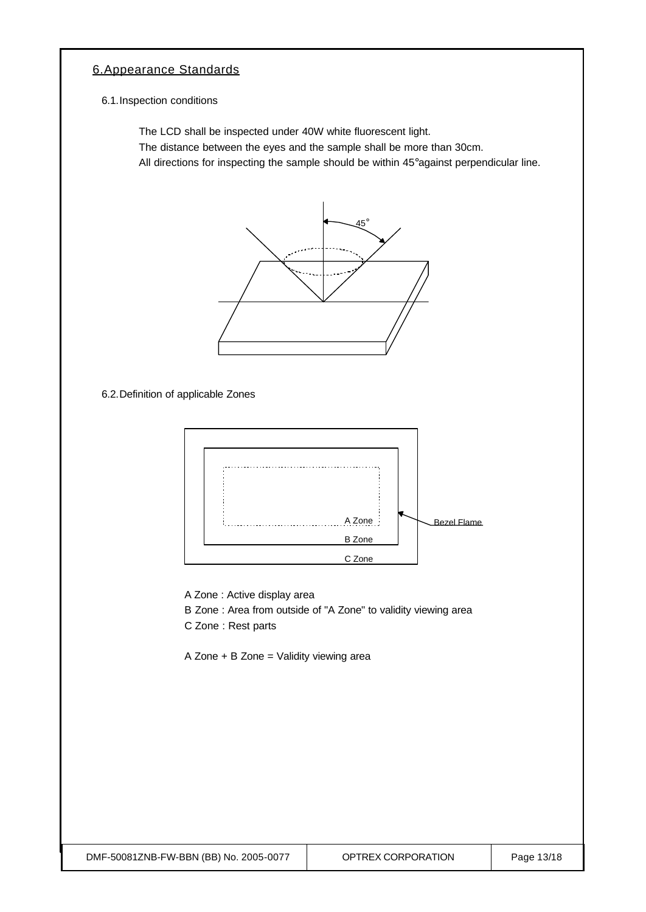## 6.Appearance Standards

### 6.1.Inspection conditions

The LCD shall be inspected under 40W white fluorescent light.
The distance between the eyes and the sample shall be more than 30cm.
All directions for inspecting the sample should be within 45°against perpendicular line.

### 6.2.Definition of applicable Zones

A Zone : Active display area
B Zone : Area from outside of "A Zone" to validity viewing area
C Zone : Rest parts

A Zone + B Zone = Validity viewing area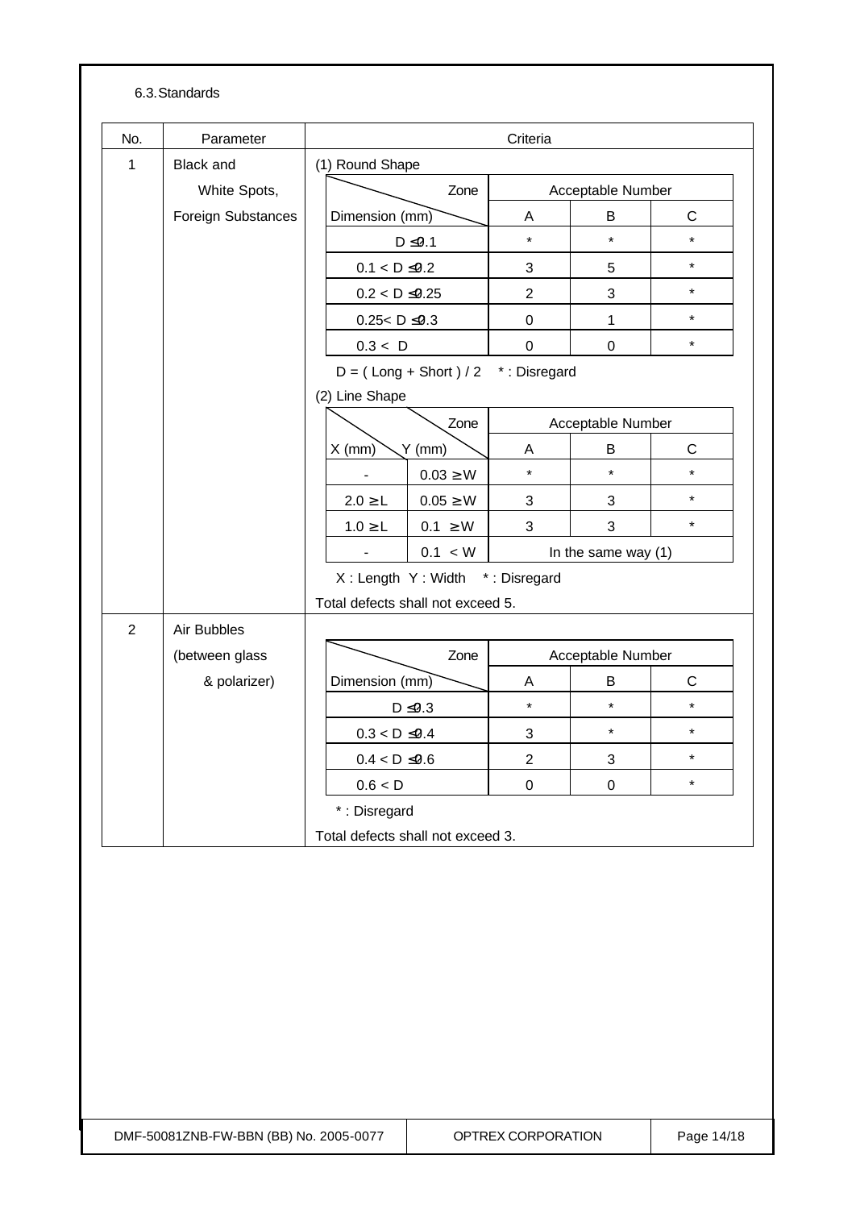6.3. Standards

<table>
<tr><th>No.</th><th>Parameter</th><th>Criteria</th></tr>
<tr><td>1</td><td>Black and White Spots, Foreign Substances</td><td>

(1) Round Shape

| Dimension (mm) \ Zone | Acceptable Number A | B | C |
|---|---|---|---|
| D ≤ 0.1 | * | * | * |
| 0.1 < D ≤ 0.2 | 3 | 5 | * |
| 0.2 < D ≤ 0.25 | 2 | 3 | * |
| 0.25< D ≤ 0.3 | 0 | 1 | * |
| 0.3 < D | 0 | 0 | * |

D = ( Long + Short ) / 2 * : Disregard

(2) Line Shape

| X (mm) | Y (mm) | Acceptable Number A | B | C |
|---|---|---|---|---|
| - | 0.03 ≥ W | * | * | * |
| 2.0 ≥ L | 0.05 ≥ W | 3 | 3 | * |
| 1.0 ≥ L | 0.1 ≥ W | 3 | 3 | * |
| - | 0.1 < W | In the same way (1) | | |

X : Length Y : Width * : Disregard

Total defects shall not exceed 5.

</td></tr>
<tr><td>2</td><td>Air Bubbles (between glass & polarizer)</td><td>

| Dimension (mm) \ Zone | Acceptable Number A | B | C |
|---|---|---|---|
| D ≤ 0.3 | * | * | * |
| 0.3 < D ≤ 0.4 | 3 | * | * |
| 0.4 < D ≤ 0.6 | 2 | 3 | * |
| 0.6 < D | 0 | 0 | * |

* : Disregard

Total defects shall not exceed 3.

</td></tr>
</table>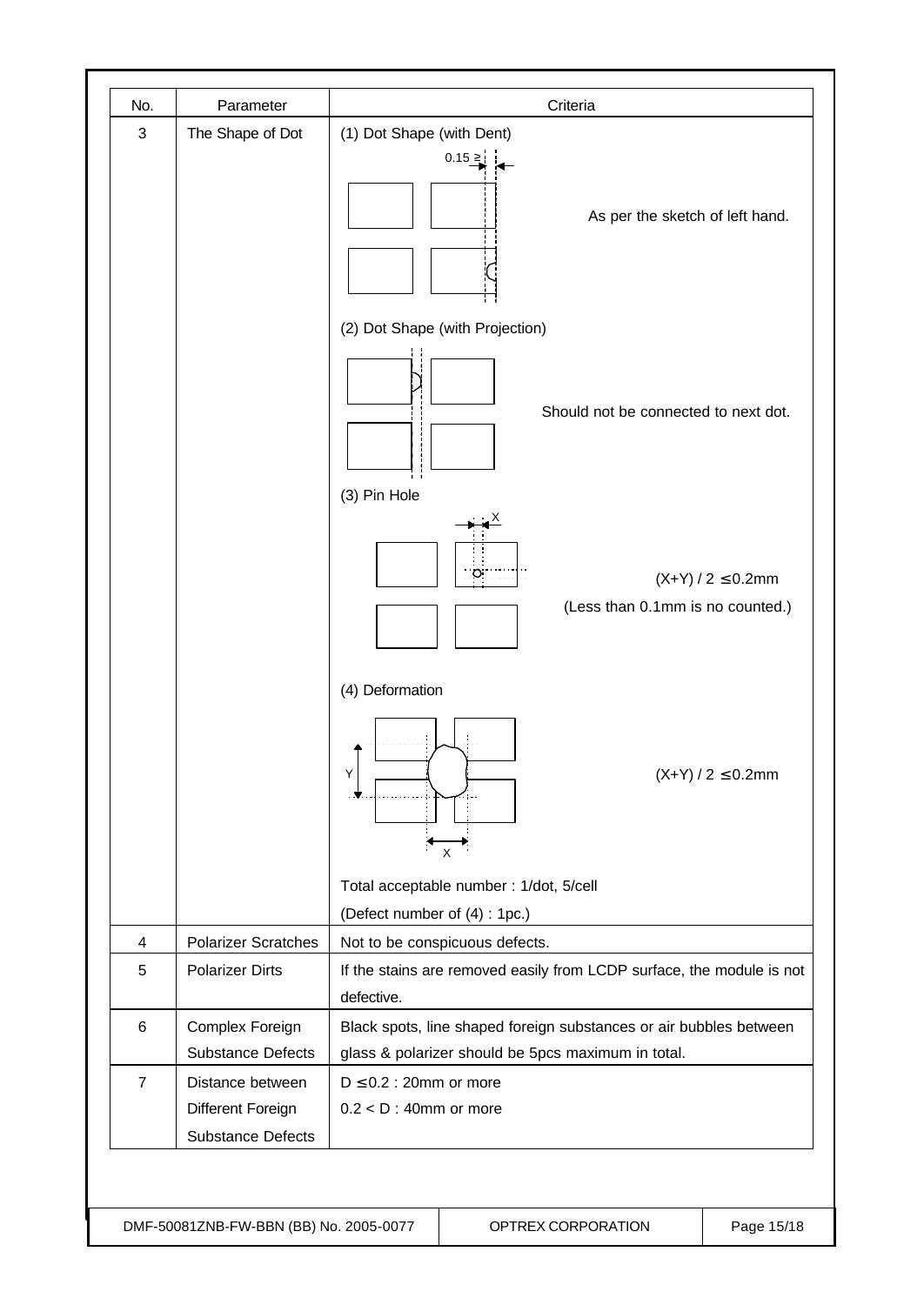| No. | Parameter | Criteria |
|---|---|---|
| 3 | The Shape of Dot | (1) Dot Shape (with Dent)<br>0.15 ≥<br>As per the sketch of left hand.<br><br>(2) Dot Shape (with Projection)<br>Should not be connected to next dot.<br><br>(3) Pin Hole<br>X<br>$(X+Y) / 2 \leq 0.2$mm<br>(Less than 0.1mm is no counted.)<br><br>(4) Deformation<br>Y<br>X<br>$(X+Y) / 2 \leq 0.2$mm<br><br>Total acceptable number : 1/dot, 5/cell<br>(Defect number of (4) : 1pc.) |
| 4 | Polarizer Scratches | Not to be conspicuous defects. |
| 5 | Polarizer Dirts | If the stains are removed easily from LCDP surface, the module is not defective. |
| 6 | Complex Foreign Substance Defects | Black spots, line shaped foreign substances or air bubbles between glass & polarizer should be 5pcs maximum in total. |
| 7 | Distance between Different Foreign Substance Defects | $D \leq 0.2$ : 20mm or more<br>$0.2 < D$ : 40mm or more |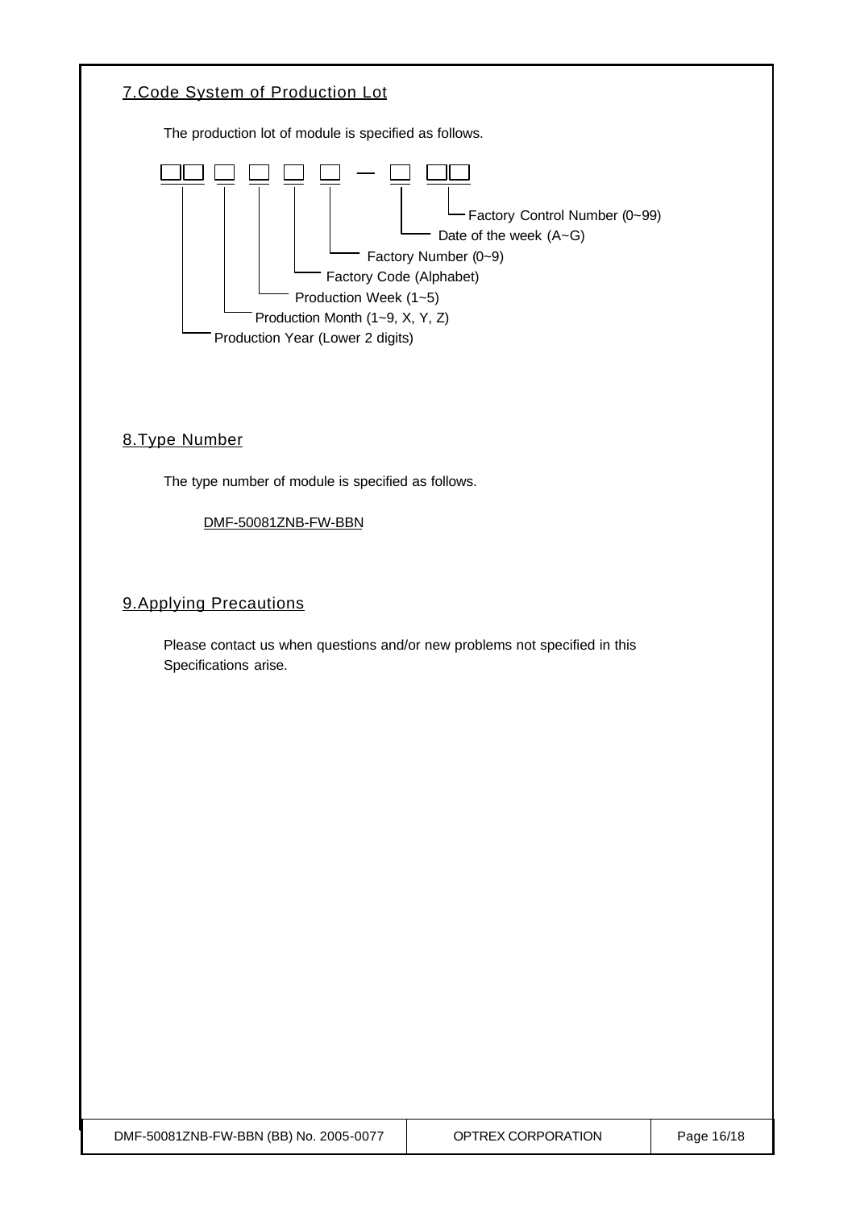## 7.Code System of Production Lot

The production lot of module is specified as follows.

```
□□ □ □ □ □ — □ □□
```

- Production Year (Lower 2 digits)
- Production Month (1~9, X, Y, Z)
- Production Week (1~5)
- Factory Code (Alphabet)
- Factory Number (0~9)
- Date of the week (A~G)
- Factory Control Number (0~99)

## 8.Type Number

The type number of module is specified as follows.

DMF-50081ZNB-FW-BBN

## 9.Applying Precautions

Please contact us when questions and/or new problems not specified in this Specifications arise.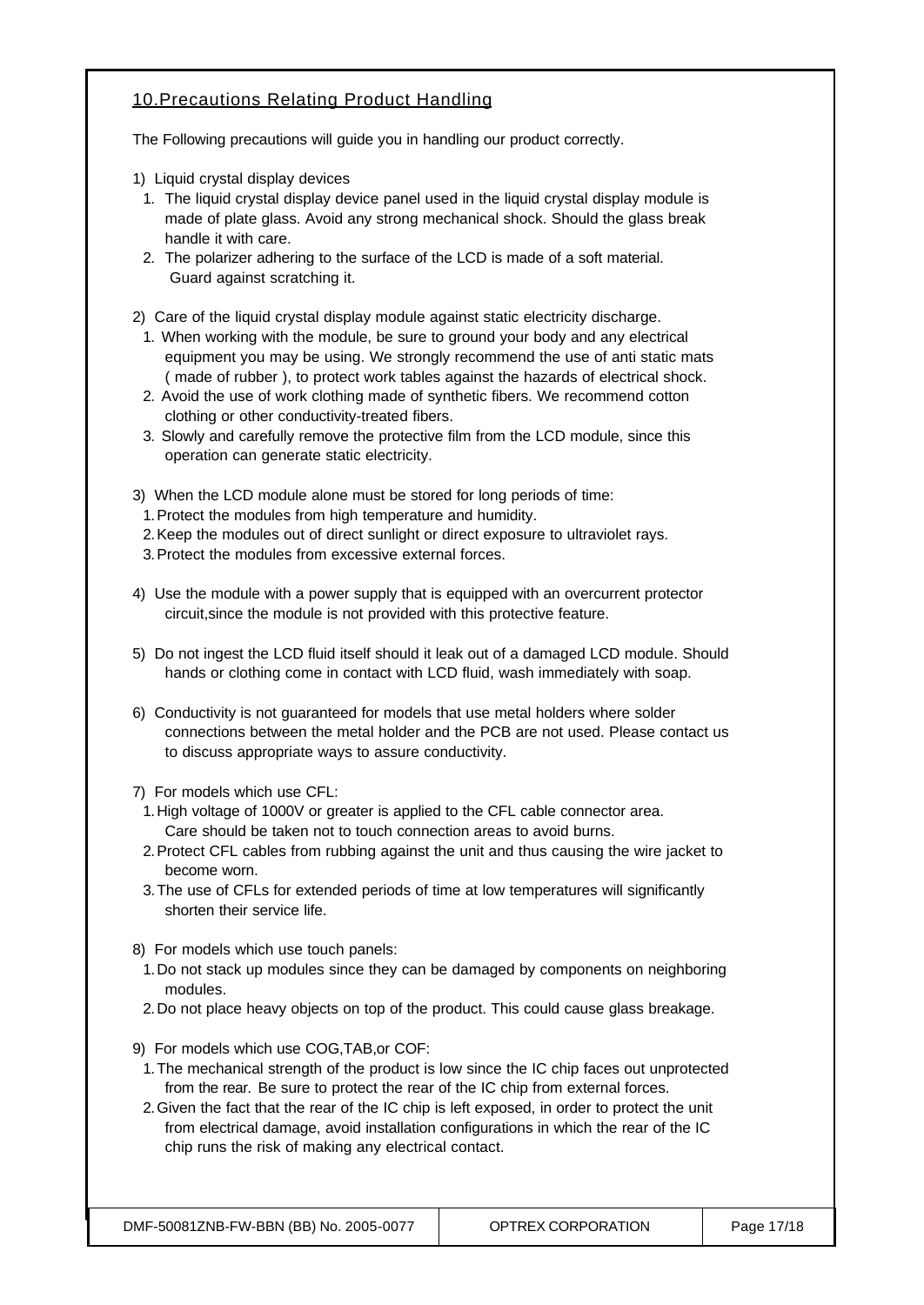## 10.Precautions Relating Product Handling

The Following precautions will guide you in handling our product correctly.

1) Liquid crystal display devices
   1. The liquid crystal display device panel used in the liquid crystal display module is made of plate glass. Avoid any strong mechanical shock. Should the glass break handle it with care.
   2. The polarizer adhering to the surface of the LCD is made of a soft material. Guard against scratching it.

2) Care of the liquid crystal display module against static electricity discharge.
   1. When working with the module, be sure to ground your body and any electrical equipment you may be using. We strongly recommend the use of anti static mats ( made of rubber ), to protect work tables against the hazards of electrical shock.
   2. Avoid the use of work clothing made of synthetic fibers. We recommend cotton clothing or other conductivity-treated fibers.
   3. Slowly and carefully remove the protective film from the LCD module, since this operation can generate static electricity.

3) When the LCD module alone must be stored for long periods of time:
   1. Protect the modules from high temperature and humidity.
   2. Keep the modules out of direct sunlight or direct exposure to ultraviolet rays.
   3. Protect the modules from excessive external forces.

4) Use the module with a power supply that is equipped with an overcurrent protector circuit,since the module is not provided with this protective feature.

5) Do not ingest the LCD fluid itself should it leak out of a damaged LCD module. Should hands or clothing come in contact with LCD fluid, wash immediately with soap.

6) Conductivity is not guaranteed for models that use metal holders where solder connections between the metal holder and the PCB are not used. Please contact us to discuss appropriate ways to assure conductivity.

7) For models which use CFL:
   1. High voltage of 1000V or greater is applied to the CFL cable connector area. Care should be taken not to touch connection areas to avoid burns.
   2. Protect CFL cables from rubbing against the unit and thus causing the wire jacket to become worn.
   3. The use of CFLs for extended periods of time at low temperatures will significantly shorten their service life.

8) For models which use touch panels:
   1. Do not stack up modules since they can be damaged by components on neighboring modules.
   2. Do not place heavy objects on top of the product. This could cause glass breakage.

9) For models which use COG,TAB,or COF:
   1. The mechanical strength of the product is low since the IC chip faces out unprotected from the rear. Be sure to protect the rear of the IC chip from external forces.
   2. Given the fact that the rear of the IC chip is left exposed, in order to protect the unit from electrical damage, avoid installation configurations in which the rear of the IC chip runs the risk of making any electrical contact.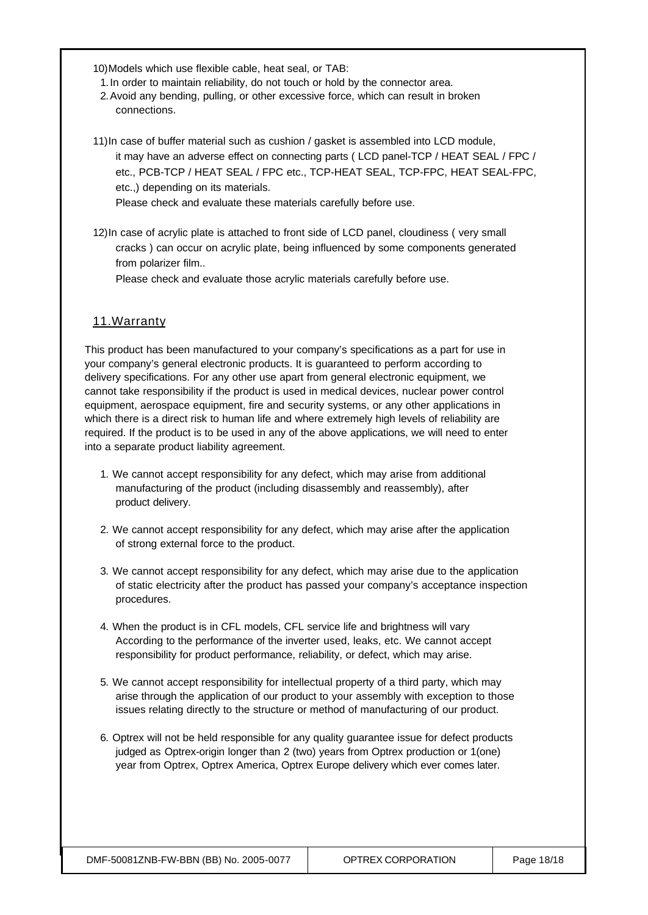10) Models which use flexible cable, heat seal, or TAB:
   1. In order to maintain reliability, do not touch or hold by the connector area.
   2. Avoid any bending, pulling, or other excessive force, which can result in broken connections.

11) In case of buffer material such as cushion / gasket is assembled into LCD module, it may have an adverse effect on connecting parts ( LCD panel-TCP / HEAT SEAL / FPC / etc., PCB-TCP / HEAT SEAL / FPC etc., TCP-HEAT SEAL, TCP-FPC, HEAT SEAL-FPC, etc.,) depending on its materials.
   Please check and evaluate these materials carefully before use.

12) In case of acrylic plate is attached to front side of LCD panel, cloudiness ( very small cracks ) can occur on acrylic plate, being influenced by some components generated from polarizer film..
   Please check and evaluate those acrylic materials carefully before use.

## 11.Warranty

This product has been manufactured to your company's specifications as a part for use in your company's general electronic products. It is guaranteed to perform according to delivery specifications. For any other use apart from general electronic equipment, we cannot take responsibility if the product is used in medical devices, nuclear power control equipment, aerospace equipment, fire and security systems, or any other applications in which there is a direct risk to human life and where extremely high levels of reliability are required. If the product is to be used in any of the above applications, we will need to enter into a separate product liability agreement.

1. We cannot accept responsibility for any defect, which may arise from additional manufacturing of the product (including disassembly and reassembly), after product delivery.

2. We cannot accept responsibility for any defect, which may arise after the application of strong external force to the product.

3. We cannot accept responsibility for any defect, which may arise due to the application of static electricity after the product has passed your company's acceptance inspection procedures.

4. When the product is in CFL models, CFL service life and brightness will vary According to the performance of the inverter used, leaks, etc. We cannot accept responsibility for product performance, reliability, or defect, which may arise.

5. We cannot accept responsibility for intellectual property of a third party, which may arise through the application of our product to your assembly with exception to those issues relating directly to the structure or method of manufacturing of our product.

6. Optrex will not be held responsible for any quality guarantee issue for defect products judged as Optrex-origin longer than 2 (two) years from Optrex production or 1(one) year from Optrex, Optrex America, Optrex Europe delivery which ever comes later.